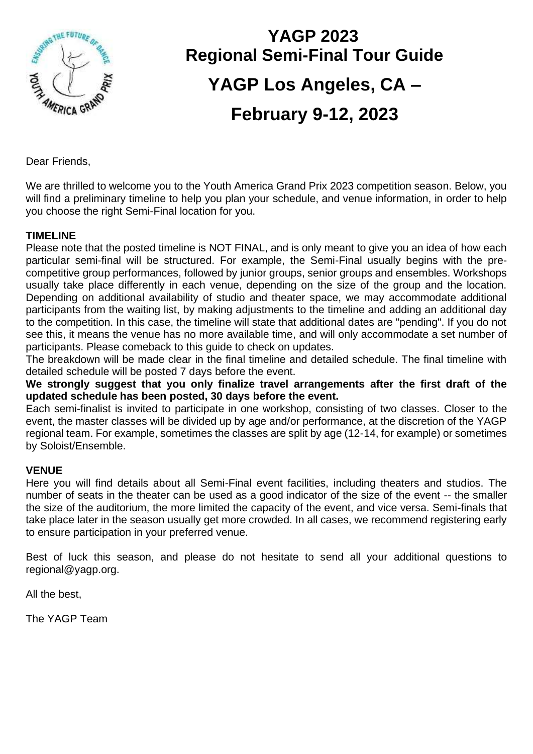# YAGP 2023
# Regional Semi-Final Tour Guide
# YAGP Los Angeles, CA –
# February 9-12, 2023

Dear Friends,

We are thrilled to welcome you to the Youth America Grand Prix 2023 competition season. Below, you will find a preliminary timeline to help you plan your schedule, and venue information, in order to help you choose the right Semi-Final location for you.

**TIMELINE**

Please note that the posted timeline is NOT FINAL, and is only meant to give you an idea of how each particular semi-final will be structured. For example, the Semi-Final usually begins with the pre-competitive group performances, followed by junior groups, senior groups and ensembles. Workshops usually take place differently in each venue, depending on the size of the group and the location. Depending on additional availability of studio and theater space, we may accommodate additional participants from the waiting list, by making adjustments to the timeline and adding an additional day to the competition. In this case, the timeline will state that additional dates are "pending". If you do not see this, it means the venue has no more available time, and will only accommodate a set number of participants. Please comeback to this guide to check on updates.

The breakdown will be made clear in the final timeline and detailed schedule. The final timeline with detailed schedule will be posted 7 days before the event.

**We strongly suggest that you only finalize travel arrangements after the first draft of the updated schedule has been posted, 30 days before the event.**

Each semi-finalist is invited to participate in one workshop, consisting of two classes. Closer to the event, the master classes will be divided up by age and/or performance, at the discretion of the YAGP regional team. For example, sometimes the classes are split by age (12-14, for example) or sometimes by Soloist/Ensemble.

**VENUE**

Here you will find details about all Semi-Final event facilities, including theaters and studios. The number of seats in the theater can be used as a good indicator of the size of the event -- the smaller the size of the auditorium, the more limited the capacity of the event, and vice versa. Semi-finals that take place later in the season usually get more crowded. In all cases, we recommend registering early to ensure participation in your preferred venue.

Best of luck this season, and please do not hesitate to send all your additional questions to regional@yagp.org.

All the best,

The YAGP Team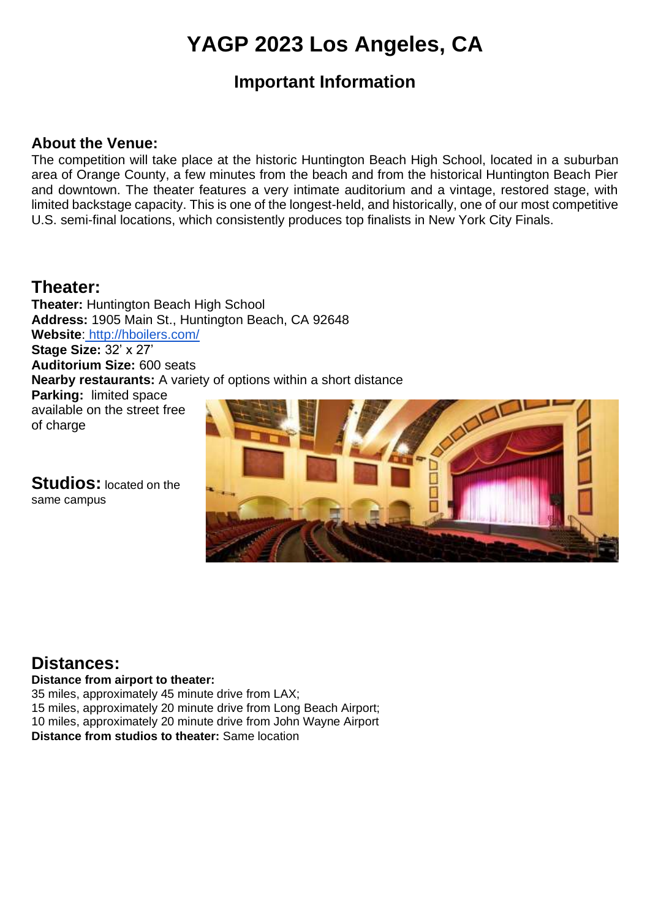# YAGP 2023 Los Angeles, CA

## Important Information

### About the Venue:

The competition will take place at the historic Huntington Beach High School, located in a suburban area of Orange County, a few minutes from the beach and from the historical Huntington Beach Pier and downtown. The theater features a very intimate auditorium and a vintage, restored stage, with limited backstage capacity. This is one of the longest-held, and historically, one of our most competitive U.S. semi-final locations, which consistently produces top finalists in New York City Finals.

## Theater:

**Theater:** Huntington Beach High School
**Address:** 1905 Main St., Huntington Beach, CA 92648
**Website**: [http://hboilers.com/](http://hboilers.com/)
**Stage Size:** 32' x 27'
**Auditorium Size:** 600 seats
**Nearby restaurants:** A variety of options within a short distance
**Parking:** limited space available on the street free of charge

**Studios:** located on the same campus

## Distances:

**Distance from airport to theater:**
35 miles, approximately 45 minute drive from LAX;
15 miles, approximately 20 minute drive from Long Beach Airport;
10 miles, approximately 20 minute drive from John Wayne Airport
**Distance from studios to theater:** Same location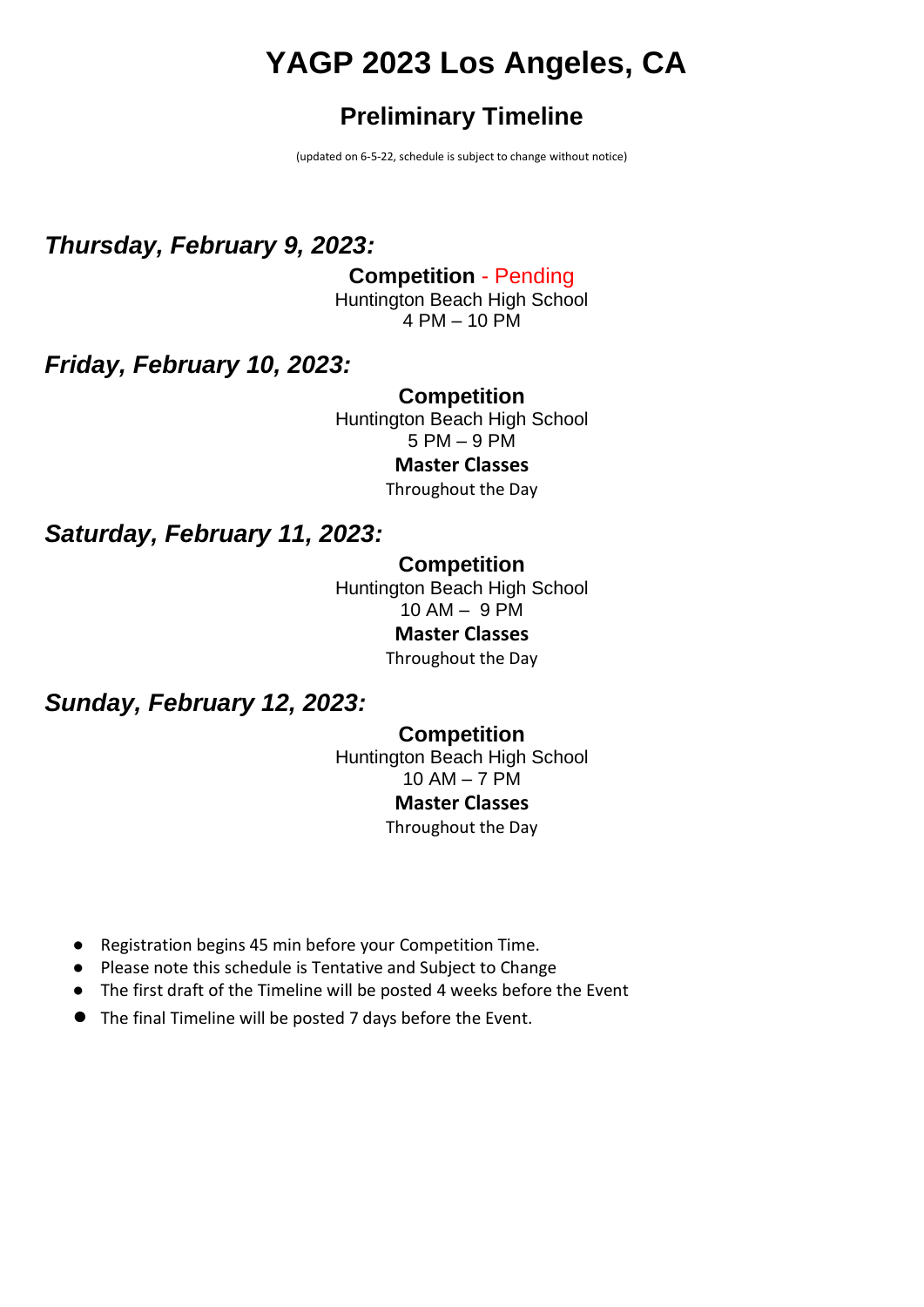# YAGP 2023 Los Angeles, CA

## Preliminary Timeline

(updated on 6-5-22, schedule is subject to change without notice)

### *Thursday, February 9, 2023:*

**Competition** - Pending
Huntington Beach High School
4 PM – 10 PM

### *Friday, February 10, 2023:*

**Competition**
Huntington Beach High School
5 PM – 9 PM

**Master Classes**
Throughout the Day

### *Saturday, February 11, 2023:*

**Competition**
Huntington Beach High School
10 AM – 9 PM

**Master Classes**
Throughout the Day

### *Sunday, February 12, 2023:*

**Competition**
Huntington Beach High School
10 AM – 7 PM

**Master Classes**
Throughout the Day

- Registration begins 45 min before your Competition Time.
- Please note this schedule is Tentative and Subject to Change
- The first draft of the Timeline will be posted 4 weeks before the Event
- The final Timeline will be posted 7 days before the Event.